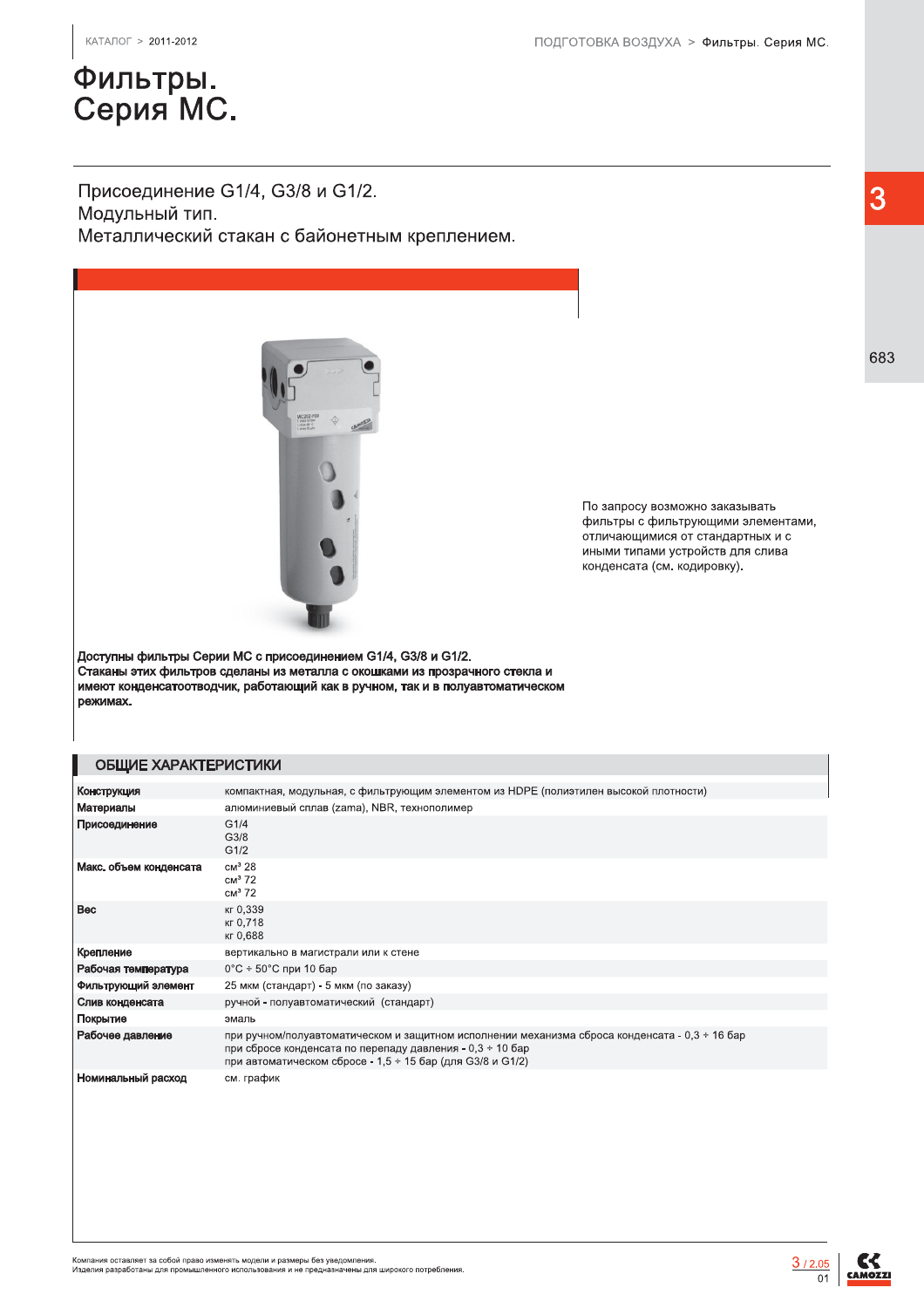# Фильтры. Серия MC.

Присоединение G1/4, G3/8 и G1/2.
Модульный тип.
Металлический стакан с байонетным креплением.

По запросу возможно заказывать фильтры с фильтрующими элементами, отличающимися от стандартных и с иными типами устройств для слива конденсата (см. кодировку).

**Доступны фильтры Серии MC с присоединением G1/4, G3/8 и G1/2. Стаканы этих фильтров сделаны из металла с окошками из прозрачного стекла и имеют конденсатоотводчик, работающий как в ручном, так и в полуавтоматическом режимах.**

## ОБЩИЕ ХАРАКТЕРИСТИКИ

| | |
|---|---|
| **Конструкция** | компактная, модульная, с фильтрующим элементом из HDPE (полиэтилен высокой плотности) |
| **Материалы** | алюминиевый сплав (zama), NBR, технополимер |
| **Присоединение** | G1/4<br>G3/8<br>G1/2 |
| **Макс. объем конденсата** | см³ 28<br>см³ 72<br>см³ 72 |
| **Вес** | кг 0,339<br>кг 0,718<br>кг 0,688 |
| **Крепление** | вертикально в магистрали или к стене |
| **Рабочая температура** | 0°C ÷ 50°C при 10 бар |
| **Фильтрующий элемент** | 25 мкм (стандарт) - 5 мкм (по заказу) |
| **Слив конденсата** | ручной - полуавтоматический (стандарт) |
| **Покрытие** | эмаль |
| **Рабочее давление** | при ручном/полуавтоматическом и защитном исполнении механизма сброса конденсата - 0,3 ÷ 16 бар<br>при сбросе конденсата по перепаду давления - 0,3 ÷ 10 бар<br>при автоматическом сбросе - 1,5 ÷ 15 бар (для G3/8 и G1/2) |
| **Номинальный расход** | см. график |

Компания оставляет за собой право изменять модели и размеры без уведомления.
Изделия разработаны для промышленного использования и не предназначены для широкого потребления.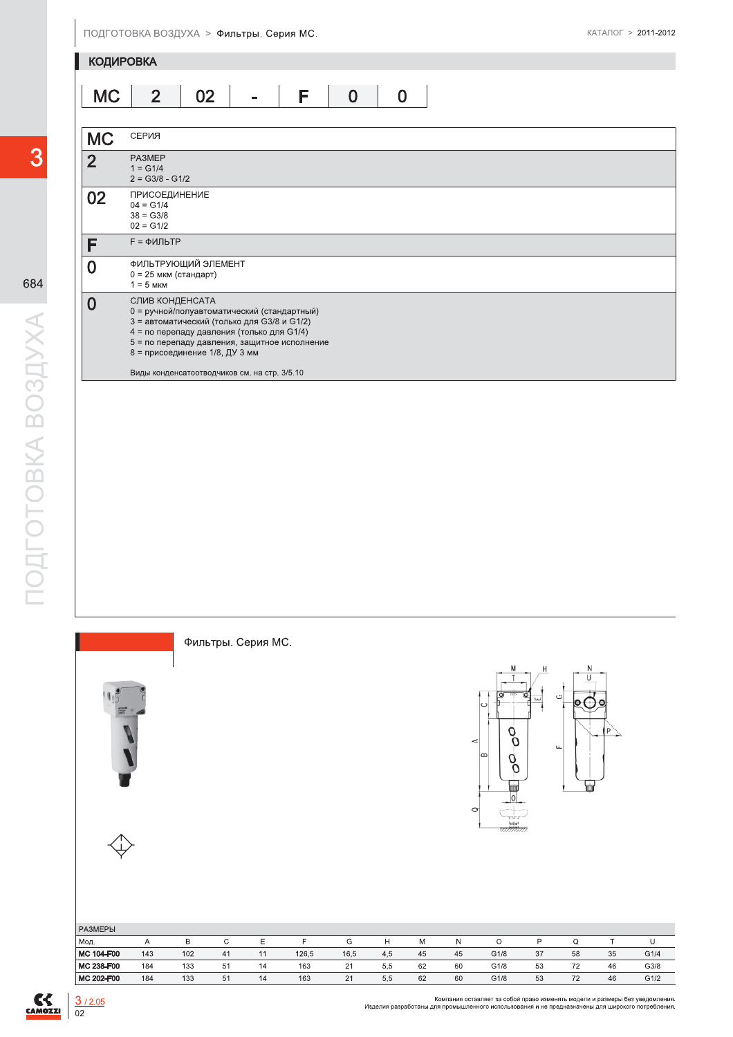## КОДИРОВКА

| MC | 2 | 02 | - | F | 0 | 0 |
|---|---|---|---|---|---|---|

| | |
|---|---|
| **MC** | СЕРИЯ |
| **2** | РАЗМЕР<br>1 = G1/4<br>2 = G3/8 - G1/2 |
| **02** | ПРИСОЕДИНЕНИЕ<br>04 = G1/4<br>38 = G3/8<br>02 = G1/2 |
| **F** | F = ФИЛЬТР |
| **0** | ФИЛЬТРУЮЩИЙ ЭЛЕМЕНТ<br>0 = 25 мкм (стандарт)<br>1 = 5 мкм |
| **0** | СЛИВ КОНДЕНСАТА<br>0 = ручной/полуавтоматический (стандартный)<br>3 = автоматический (только для G3/8 и G1/2)<br>4 = по перепаду давления (только для G1/4)<br>5 = по перепаду давления, защитное исполнение<br>8 = присоединение 1/8, ДУ 3 мм<br><br>Виды конденсатоотводчиков см. на стр. 3/5.10 |

## Фильтры. Серия MC.

РАЗМЕРЫ

| Мод. | A | B | C | E | F | G | H | M | N | O | P | Q | T | U |
|---|---|---|---|---|---|---|---|---|---|---|---|---|---|---|
| **MC 104-F00** | 143 | 102 | 41 | 11 | 126,5 | 16,5 | 4,5 | 45 | 45 | G1/8 | 37 | 58 | 35 | G1/4 |
| **MC 238-F00** | 184 | 133 | 51 | 14 | 163 | 21 | 5,5 | 62 | 60 | G1/8 | 53 | 72 | 46 | G3/8 |
| **MC 202-F00** | 184 | 133 | 51 | 14 | 163 | 21 | 5,5 | 62 | 60 | G1/8 | 53 | 72 | 46 | G1/2 |

Компания оставляет за собой право изменять модели и размеры без уведомления.
Изделия разработаны для промышленного использования и не предназначены для широкого потребления.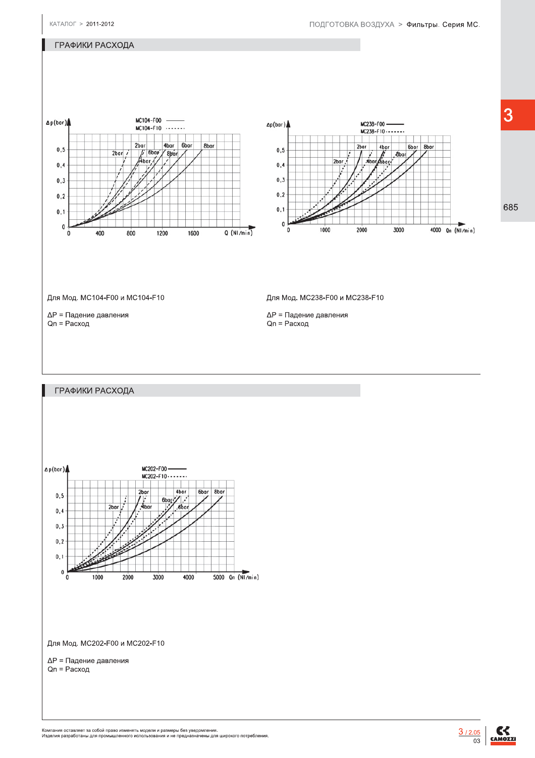## ГРАФИКИ РАСХОДА

Δp(bar)

MC104-F00 ———
MC104-F10 - - - - - -

2bar 4bar 6bar 8bar
2bar 6bar 8bar
4bar

0,5
0,4
0,3
0,2
0,1
0

0 400 800 1200 1600 Q (Nl/min)

Для Мод. MC104-F00 и MC104-F10

ΔP = Падение давления
Qn = Расход

Δp(bar)

MC238-F00 ———
MC238-F10 - - - - - -

2bar 4bar 6bar 8bar
2bar 4bar 6bar 8bar

0,5
0,4
0,3
0,2
0,1
0

0 1000 2000 3000 4000 Qn (Nl/min)

Для Мод. MC238-F00 и MC238-F10

ΔP = Падение давления
Qn = Расход

## ГРАФИКИ РАСХОДА

Δp(bar)

MC202-F00 ———
MC202-F10 - - - - - -

2bar 4bar 6bar 8bar
2bar 6bar
4bar 8bar

0,5
0,4
0,3
0,2
0,1
0

0 1000 2000 3000 4000 5000 Qn (Nl/min)

Для Мод. MC202-F00 и MC202-F10

ΔP = Падение давления
Qn = Расход

Компания оставляет за собой право изменять модели и размеры без уведомления.
Изделия разработаны для промышленного использования и не предназначены для широкого потребления.